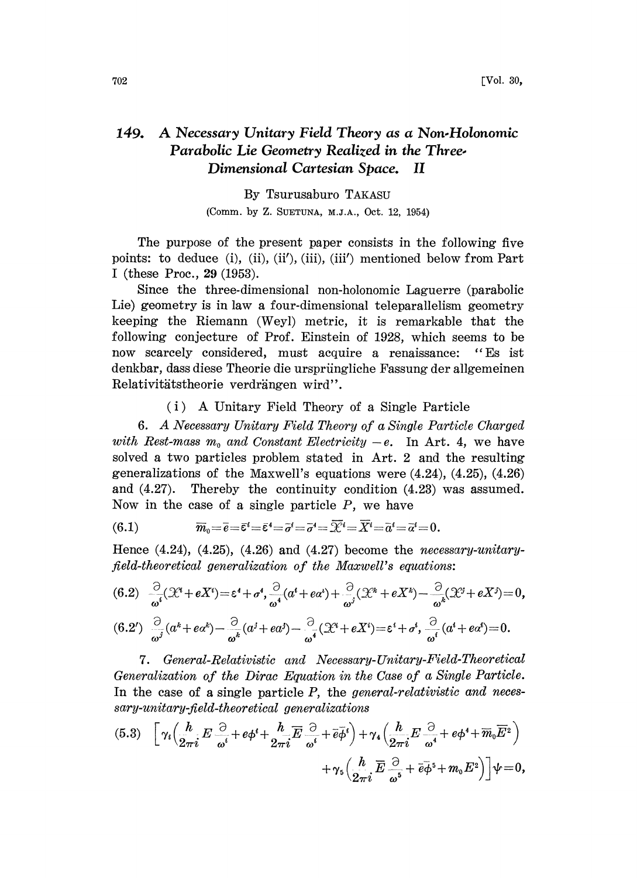# 149. A Necessary Unitary Field Theory as a Non-Holonomic Parabolic Lie Geometry Realized in the Three-Dimensional Cartesian Space. II

By Tsurusaburo TAKASU

(Comm. by Z. SUETUNA, M.J.A., Oct. 12, 1954)

The purpose of the present paper consists in the following five points: to deduce (i), (ii), (ii′), (iii), (iii′) mentioned below from Part I (these Proc., **29** (1953).

Since the three-dimensional non-holonomic Laguerre (parabolic Lie) geometry is in law a four-dimensional teleparallelism geometry keeping the Riemann (Weyl) metric, it is remarkable that the following conjecture of Prof. Einstein of 1928, which seems to be now scarcely considered, must acquire a renaissance: "Es ist denkbar, dass diese Theorie die ursprüngliche Fassung der allgemeinen Relativitätstheorie verdrängen wird".

(i) A Unitary Field Theory of a Single Particle

6. *A Necessary Unitary Field Theory of a Single Particle Charged with Rest-mass $m_0$ and Constant Electricity $-e$.* In Art. 4, we have solved a two particles problem stated in Art. 2 and the resulting generalizations of the Maxwell's equations were (4.24), (4.25), (4.26) and (4.27). Thereby the continuity condition (4.23) was assumed. Now in the case of a single particle $P$, we have

$$(6.1) \qquad \overline{m}_0=\overline{e}=\overline{\varepsilon}^i=\overline{\varepsilon}^4=\overline{\sigma}^i=\overline{\sigma}^4=\overline{\mathcal{X}}^i=\overline{X}^i=\overline{a}^i=\overline{\alpha}^i=0.$$

Hence (4.24), (4.25), (4.26) and (4.27) become the *necessary-unitary-field-theoretical generalization of the Maxwell's equations*:

$$(6.2) \quad \frac{\partial}{\omega^i}(\mathcal{X}^i+eX^i)=\varepsilon^4+\sigma^4,\ \frac{\partial}{\omega^4}(a^i+e\alpha^i)+\frac{\partial}{\omega^j}(\mathcal{X}^k+eX^k)-\frac{\partial}{\omega^k}(\mathcal{X}^j+eX^j)=0,$$

$$(6.2') \quad \frac{\partial}{\omega^j}(a^k+e\alpha^k)-\frac{\partial}{\omega^k}(a^j+e\alpha^j)-\frac{\partial}{\omega^4}(\mathcal{X}^i+eX^i)=\varepsilon^i+\sigma^i,\ \frac{\partial}{\omega^i}(a^i+e\alpha^i)=0.$$

7. *General-Relativistic and Necessary-Unitary-Field-Theoretical Generalization of the Dirac Equation in the Case of a Single Particle.* In the case of a single particle $P$, the *general-relativistic and necessary-unitary-field-theoretical generalizations*

$$(5.3) \quad \Big[\gamma_i\Big(\frac{h}{2\pi i}E\frac{\partial}{\omega^i}+e\phi^i+\frac{h}{2\pi i}\overline{E}\frac{\partial}{\omega^i}+\overline{e}\overline{\phi}^i\Big)+\gamma_4\Big(\frac{h}{2\pi i}E\frac{\partial}{\omega^4}+e\phi^4+\overline{m}_0\overline{E}^2\Big)$$
$$+\gamma_5\Big(\frac{h}{2\pi i}\overline{E}\frac{\partial}{\omega^5}+\overline{e}\overline{\phi}^5+m_0E^2\Big)\Big]\psi=0,$$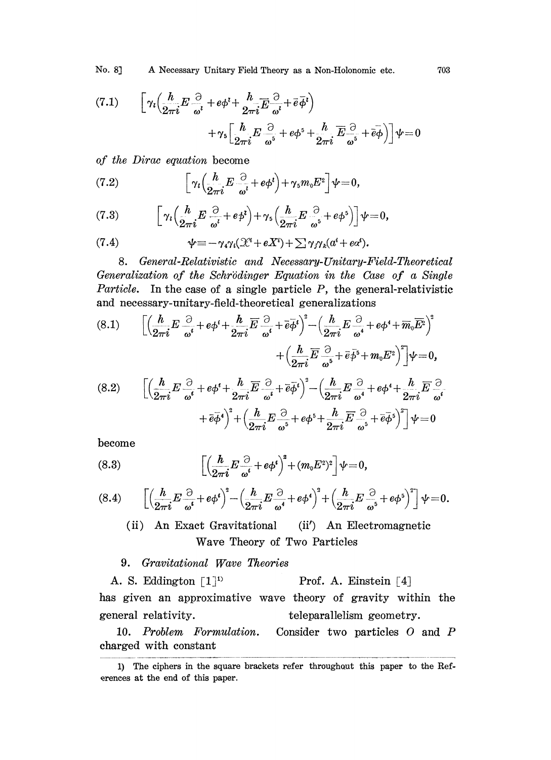$$
\text{(7.1)}\quad \left[\gamma_t\left(\frac{h}{2\pi i}E\frac{\partial}{\omega^t}+e\phi^t+\frac{h}{2\pi i}\overline{E}\frac{\partial}{\omega^t}+\bar{e}\bar{\phi}^t\right)\right.
$$

$$
\left.+\gamma_5\left[\frac{h}{2\pi i}E\frac{\partial}{\omega^5}+e\phi^5+\frac{h}{2\pi i}\overline{E}\frac{\partial}{\omega^5}+\bar{e}\bar{\phi}\right)\right]\psi=0
$$

*of the Dirac equation* become

$$
\text{(7.2)}\quad \left[\gamma_t\left(\frac{h}{2\pi i}E\frac{\partial}{\omega^t}+e\phi^t\right)+\gamma_5 m_0 E^2\right]\psi=0,
$$

$$
\text{(7.3)}\quad \left[\gamma_t\left(\frac{h}{2\pi i}E\frac{\partial}{\omega^t}+e\phi^t\right)+\gamma_5\left(\frac{h}{2\pi i}E\frac{\partial}{\omega^5}+e\phi^5\right)\right]\psi=0,
$$

$$
\text{(7.4)}\quad \psi\equiv-\gamma_4\gamma_i(\mathfrak{X}^i+eX^i)+\sum\gamma_j\gamma_k(a^i+e\alpha^i).
$$

8. *General-Relativistic and Necessary-Unitary-Field-Theoretical Generalization of the Schrödinger Equation in the Case of a Single Particle.* In the case of a single particle $P$, the general-relativistic and necessary-unitary-field-theoretical generalizations

$$
\text{(8.1)}\quad \left[\left(\frac{h}{2\pi i}E\frac{\partial}{\omega^t}+e\phi^t+\frac{h}{2\pi i}\overline{E}\frac{\partial}{\omega^t}+\bar{e}\bar{\phi}^t\right)^2-\left(\frac{h}{2\pi i}E\frac{\partial}{\omega^4}+e\phi^4+\overline{m}_0\overline{E}^2\right)^2\right.
$$

$$
\left.+\left(\frac{h}{2\pi i}\overline{E}\frac{\partial}{\omega^5}+\bar{e}\bar{\phi}^5+m_0E^2\right)^2\right]\psi=0,
$$

$$
\text{(8.2)}\quad \left[\left(\frac{h}{2\pi i}E\frac{\partial}{\omega^t}+e\phi^t+\frac{h}{2\pi i}\overline{E}\frac{\partial}{\omega^t}+\bar{e}\bar{\phi}^t\right)^2-\left(\frac{h}{2\pi i}E\frac{\partial}{\omega^4}+e\phi^4+\frac{h}{2\pi i}\overline{E}\frac{\partial}{\omega^t}\right.\right.
$$

$$
\left.\left.+\bar{e}\bar{\phi}^4\right)^2+\left(\frac{h}{2\pi i}E\frac{\partial}{\omega^5}+e\phi^5+\frac{h}{2\pi i}\overline{E}\frac{\partial}{\omega^5}+\bar{e}\bar{\phi}^5\right)^2\right]\psi=0
$$

become

$$
\text{(8.3)}\quad \left[\left(\frac{h}{2\pi i}E\frac{\partial}{\omega^t}+e\phi^t\right)^2+(m_0E^2)^2\right]\psi=0,
$$

$$
\text{(8.4)}\quad \left[\left(\frac{h}{2\pi i}E\frac{\partial}{\omega^t}+e\phi^t\right)^2-\left(\frac{h}{2\pi i}E\frac{\partial}{\omega^4}+e\phi^4\right)^2+\left(\frac{h}{2\pi i}E\frac{\partial}{\omega^5}+e\phi^5\right)^2\right]\psi=0.
$$

## (ii) An Exact Gravitational (ii′) An Electromagnetic Wave Theory of Two Particles

9. *Gravitational Wave Theories*

A. S. Eddington [1][1] has given an approximative wave theory of gravity within the general relativity. | Prof. A. Einstein [4] has given an approximative wave theory of gravity within the teleparallelism geometry.

10. *Problem Formulation.* Consider two particles $O$ and $P$ charged with constant

1) The ciphers in the square brackets refer throughout this paper to the References at the end of this paper.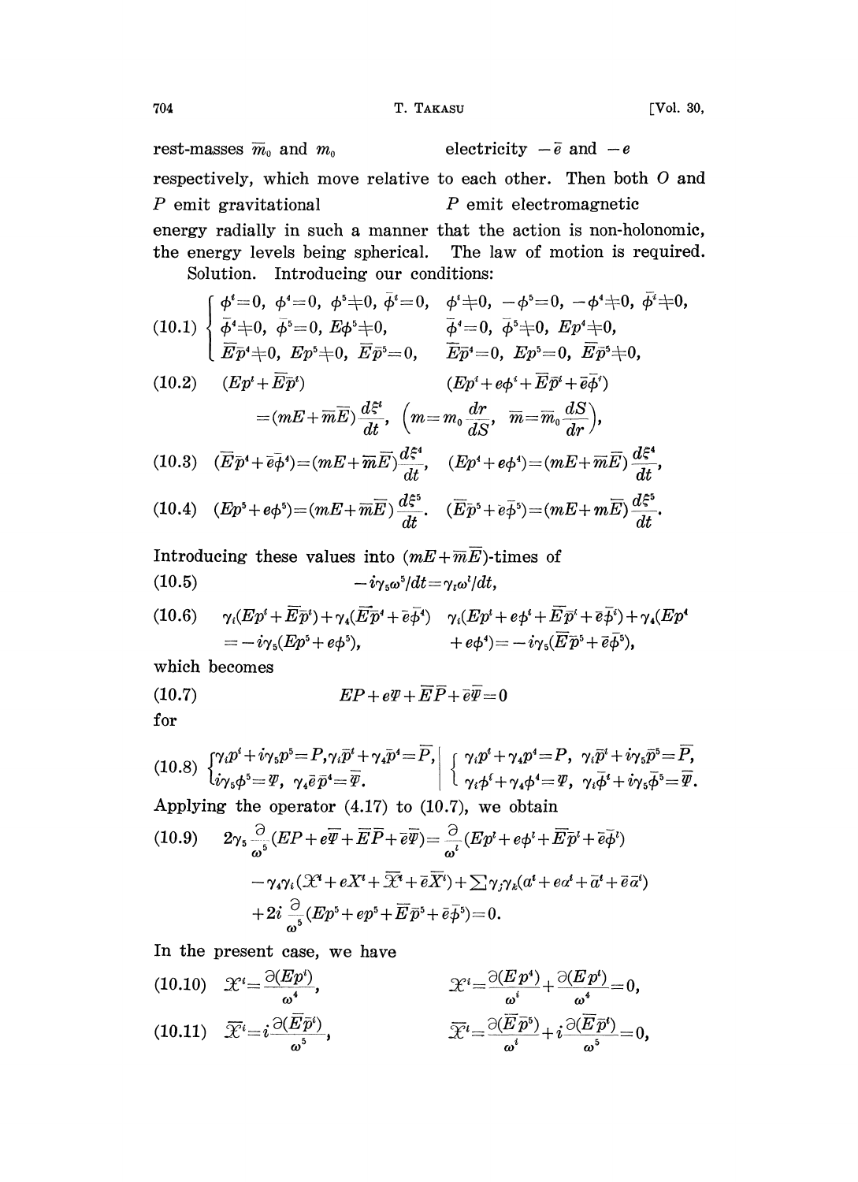rest-masses $\overline{m}_0$ and $m_0$ &emsp;&emsp;&emsp;&emsp; electricity $-\overline{e}$ and $-e$

respectively, which move relative to each other. Then both $O$ and $P$ emit gravitational &emsp;&emsp;&emsp;&emsp; $P$ emit electromagnetic

energy radially in such a manner that the action is non-holonomic, the energy levels being spherical. The law of motion is required.

Solution. Introducing our conditions:

$$
(10.1)\quad \begin{cases} \phi^t=0,\ \phi^4=0,\ \phi^5\neq 0,\ \overline{\phi}^t=0, & \phi^t\neq 0,\ -\phi^5=0,\ -\phi^4\neq 0,\ \overline{\phi}^t\neq 0, \\ \overline{\phi}^4\neq 0,\ \overline{\phi}^5=0,\ E\phi^5\neq 0, & \overline{\phi}^4=0,\ \overline{\phi}^5\neq 0,\ Ep^4\neq 0, \\ \overline{E}\overline{p}^4\neq 0,\ Ep^5\neq 0,\ \overline{E}\overline{p}^5=0, & \overline{E}\overline{p}^4=0,\ Ep^5=0,\ \overline{E}\overline{p}^5\neq 0, \end{cases}
$$

$$
(10.2)\quad (Ep^t+\overline{E}\overline{p}^t) \qquad\qquad (Ep^t+e\phi^t+\overline{E}\overline{p}^t+\overline{e}\overline{\phi}^t)
$$

$$
=(mE+\overline{m}\overline{E})\frac{d\xi^t}{dt},\quad \left(m=m_0\frac{dr}{dS},\quad \overline{m}=\overline{m}_0\frac{dS}{dr}\right),
$$

$$
(10.3)\quad (\overline{E}\overline{p}^4+\overline{e}\overline{\phi}^4)=(mE+\overline{m}\overline{E})\frac{d\xi^4}{dt},\quad (Ep^4+e\phi^4)=(mE+\overline{m}\overline{E})\frac{d\xi^4}{dt},
$$

$$
(10.4)\quad (Ep^5+e\phi^5)=(mE+\overline{m}\overline{E})\frac{d\xi^5}{dt}.\quad (\overline{E}\overline{p}^5+\overline{e}\overline{\phi}^5)=(mE+m\overline{E})\frac{d\xi^5}{dt}.
$$

Introducing these values into $(mE+\overline{m}\overline{E})$-times of

$$
(10.5)\qquad\qquad -i\gamma_5\omega^5/dt=\gamma_t\omega^t/dt,
$$

$$
(10.6)\quad \begin{aligned} &\gamma_t(Ep^t+\overline{E}\overline{p}^t)+\gamma_4(\overline{E}\overline{p}^4+\overline{e}\overline{\phi}^4) \\ &=-i\gamma_5(Ep^5+e\phi^5), \end{aligned} \qquad \begin{aligned} &\gamma_t(Ep^t+e\phi^t+\overline{E}\overline{p}^t+\overline{e}\overline{\phi}^t)+\gamma_4(Ep^4 \\ &+e\phi^4)=-i\gamma_5(\overline{E}\overline{p}^5+\overline{e}\overline{\phi}^5), \end{aligned}
$$

which becomes

$$
(10.7)\qquad\qquad EP+e\Psi+\overline{E}\overline{P}+\overline{e}\overline{\Psi}=0
$$

for

$$
(10.8)\quad \begin{cases} \gamma_tp^t+i\gamma_5p^5=P,\gamma_t\overline{p}^t+\gamma_4\overline{p}^4=\overline{P}, \\ i\gamma_5\phi^5=\Psi,\ \gamma_4\overline{e}\,\overline{p}^4=\overline{\Psi}. \end{cases} \qquad \begin{cases} \gamma_tp^t+\gamma_4p^4=P,\ \gamma_t\overline{p}^t+i\gamma_5\overline{p}^5=\overline{P}, \\ \gamma_t\phi^t+\gamma_4\phi^4=\Psi,\ \gamma_t\overline{\phi}^t+i\gamma_5\overline{\phi}^5=\overline{\Psi}. \end{cases}
$$

Applying the operator (4.17) to (10.7), we obtain

$$
\begin{aligned}
(10.9)\quad 2\gamma_5\frac{\partial}{\omega^5}(EP+e\overline{\Psi}+\overline{E}\overline{P}+\overline{e}\overline{\Psi})&=\frac{\partial}{\omega^t}(Ep^t+e\phi^t+\overline{E}\overline{p}^t+\overline{e}\overline{\phi}^t) \\
&-\gamma_4\gamma_t(\mathfrak{X}^t+eX^t+\overline{\mathfrak{X}}^t+\overline{e}\overline{X}^t)+\sum\gamma_j\gamma_k(a^t+ea^t+\overline{a}^t+\overline{e}\overline{a}^t) \\
&+2i\frac{\partial}{\omega^5}(Ep^5+ep^5+\overline{E}\overline{p}^5+\overline{e}\overline{\phi}^5)=0.
\end{aligned}
$$

In the present case, we have

$$
(10.10)\quad \mathfrak{X}^t=\frac{\partial(Ep^t)}{\omega^4}, \qquad\qquad \mathfrak{X}^t=\frac{\partial(Ep^4)}{\omega^t}+\frac{\partial(Ep^t)}{\omega^4}=0,
$$

$$
(10.11)\quad \overline{\mathfrak{X}}^t=i\frac{\partial(\overline{E}\overline{p}^t)}{\omega^5}, \qquad\qquad \overline{\mathfrak{X}}^t=\frac{\partial(\overline{E}\overline{p}^5)}{\omega^t}+i\frac{\partial(\overline{E}\overline{p}^t)}{\omega^5}=0,
$$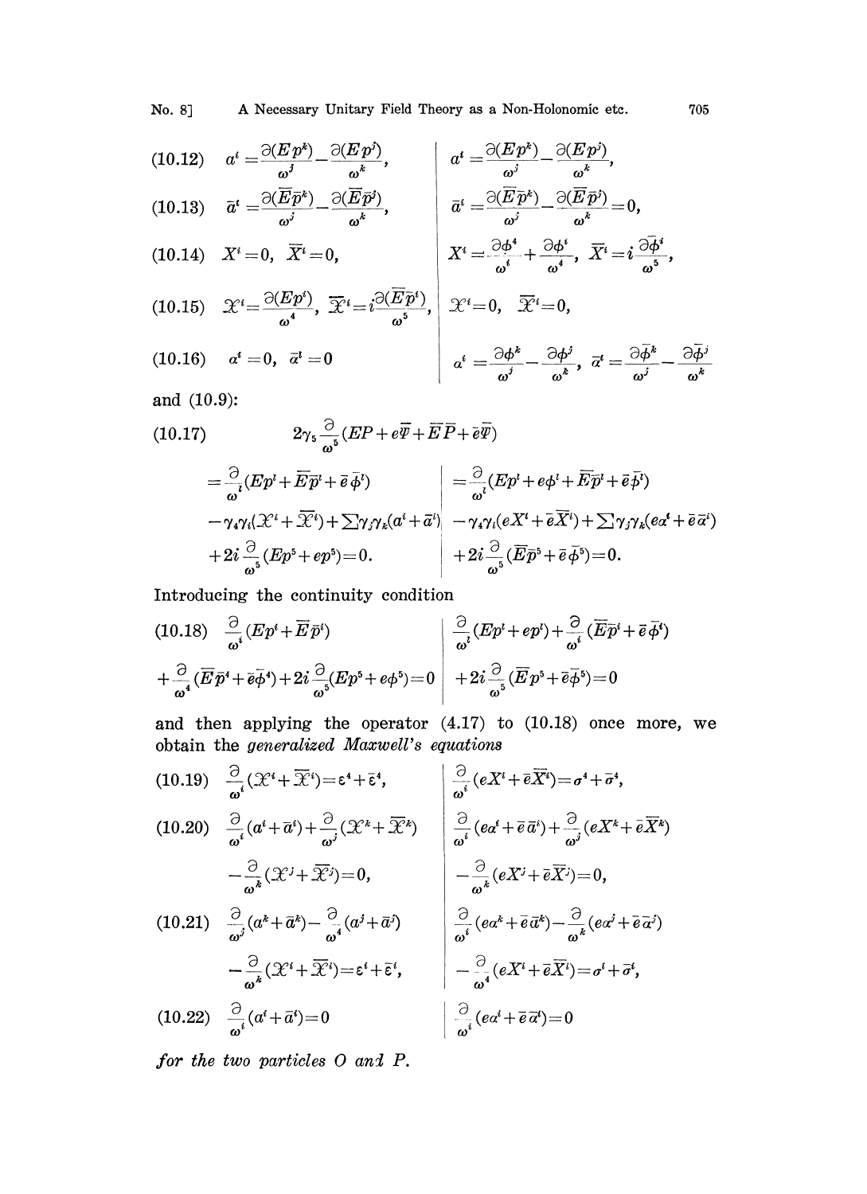$$(10.12)\quad a^i = \frac{\partial(Ep^k)}{\omega^j} - \frac{\partial(Ep^j)}{\omega^k}, \qquad\qquad a^i = \frac{\partial(Ep^k)}{\omega^j} - \frac{\partial(Ep^j)}{\omega^k},$$

$$(10.13)\quad \bar{a}^i = \frac{\partial(\bar{E}\bar{p}^k)}{\omega^j} - \frac{\partial(\bar{E}\bar{p}^j)}{\omega^k}, \qquad\qquad \bar{a}^i = \frac{\partial(\bar{E}\bar{p}^k)}{\omega^j} - \frac{\partial(\bar{E}\bar{p}^j)}{\omega^k} = 0,$$

$$(10.14)\quad X^i = 0,\ \bar{X}^i = 0, \qquad\qquad X^i = \frac{\partial\phi^4}{\omega^i} + \frac{\partial\phi^i}{\omega^4},\ \bar{X}^i = i\frac{\partial\bar{\phi}^i}{\omega^5},$$

$$(10.15)\quad \mathcal{X}^i = \frac{\partial(Ep^i)}{\omega^4},\ \bar{\mathcal{X}}^i = i\frac{\partial(\bar{E}\bar{p}^i)}{\omega^5}, \qquad\qquad \mathcal{X}^i = 0,\ \bar{\mathcal{X}}^i = 0,$$

$$(10.16)\quad \alpha^i = 0,\ \bar{\alpha}^i = 0 \qquad\qquad \alpha^i = \frac{\partial\phi^k}{\omega^j} - \frac{\partial\phi^j}{\omega^k},\ \bar{\alpha}^i = \frac{\partial\bar{\phi}^k}{\omega^j} - \frac{\partial\bar{\phi}^j}{\omega^k}$$

and (10.9):

$$(10.17)\qquad 2\gamma_5 \frac{\partial}{\omega^5}(EP + e\Psi + \bar{E}\bar{P} + \bar{e}\bar{\Psi})$$

$$= \frac{\partial}{\omega^i}(Ep^i + \bar{E}\bar{p}^i + \bar{e}\bar{\phi}^i) - \gamma_4\gamma_i(\mathcal{X}^i + \bar{\mathcal{X}}^i) + \sum \gamma_j\gamma_k(a^i + \bar{a}^i) + 2i\frac{\partial}{\omega^5}(Ep^5 + ep^5) = 0.$$

$$= \frac{\partial}{\omega^i}(Ep^i + e\phi^i + \bar{E}\bar{p}^i + \bar{e}\bar{\phi}^i) - \gamma_4\gamma_i(eX^i + \bar{e}\bar{X}^i) + \sum \gamma_j\gamma_k(e\alpha^i + \bar{e}\bar{\alpha}^i) + 2i\frac{\partial}{\omega^5}(\bar{E}\bar{p}^5 + \bar{e}\bar{\phi}^5) = 0.$$

Introducing the continuity condition

$$(10.18)\quad \frac{\partial}{\omega^i}(Ep^i + \bar{E}\bar{p}^i) + \frac{\partial}{\omega^4}(\bar{E}\bar{p}^4 + \bar{e}\bar{\phi}^4) + 2i\frac{\partial}{\omega^5}(Ep^5 + e\phi^5) = 0 \qquad \frac{\partial}{\omega^i}(Ep^i + ep^i) + \frac{\partial}{\omega^i}(\bar{E}\bar{p}^i + \bar{e}\bar{\phi}^i) + 2i\frac{\partial}{\omega^5}(\bar{E}p^5 + \bar{e}\bar{\phi}^5) = 0$$

and then applying the operator (4.17) to (10.18) once more, we obtain the *generalized Maxwell's equations*

$$(10.19)\quad \frac{\partial}{\omega^i}(\mathcal{X}^i + \bar{\mathcal{X}}^i) = \varepsilon^4 + \bar{\varepsilon}^4, \qquad\qquad \frac{\partial}{\omega^i}(eX^i + \bar{e}\bar{X}^i) = \sigma^4 + \bar{\sigma}^4,$$

$$(10.20)\quad \frac{\partial}{\omega^i}(a^i + \bar{a}^i) + \frac{\partial}{\omega^j}(\mathcal{X}^k + \bar{\mathcal{X}}^k) - \frac{\partial}{\omega^k}(\mathcal{X}^j + \bar{\mathcal{X}}^j) = 0, \qquad \frac{\partial}{\omega^i}(e\alpha^i + \bar{e}\bar{\alpha}^i) + \frac{\partial}{\omega^j}(eX^k + \bar{e}\bar{X}^k) - \frac{\partial}{\omega^k}(eX^j + \bar{e}\bar{X}^j) = 0,$$

$$(10.21)\quad \frac{\partial}{\omega^j}(a^k + \bar{a}^k) - \frac{\partial}{\omega^4}(a^j + \bar{a}^j) - \frac{\partial}{\omega^k}(\mathcal{X}^i + \bar{\mathcal{X}}^i) = \varepsilon^i + \bar{\varepsilon}^i, \qquad \frac{\partial}{\omega^i}(e\alpha^k + \bar{e}\bar{\alpha}^k) - \frac{\partial}{\omega^k}(e\alpha^j + \bar{e}\bar{\alpha}^j) - \frac{\partial}{\omega^4}(eX^i + \bar{e}\bar{X}^i) = \sigma^i + \bar{\sigma}^i,$$

$$(10.22)\quad \frac{\partial}{\omega^i}(a^i + \bar{a}^i) = 0 \qquad\qquad \frac{\partial}{\omega^i}(e\alpha^i + \bar{e}\bar{\alpha}^i) = 0$$

*for the two particles O and P.*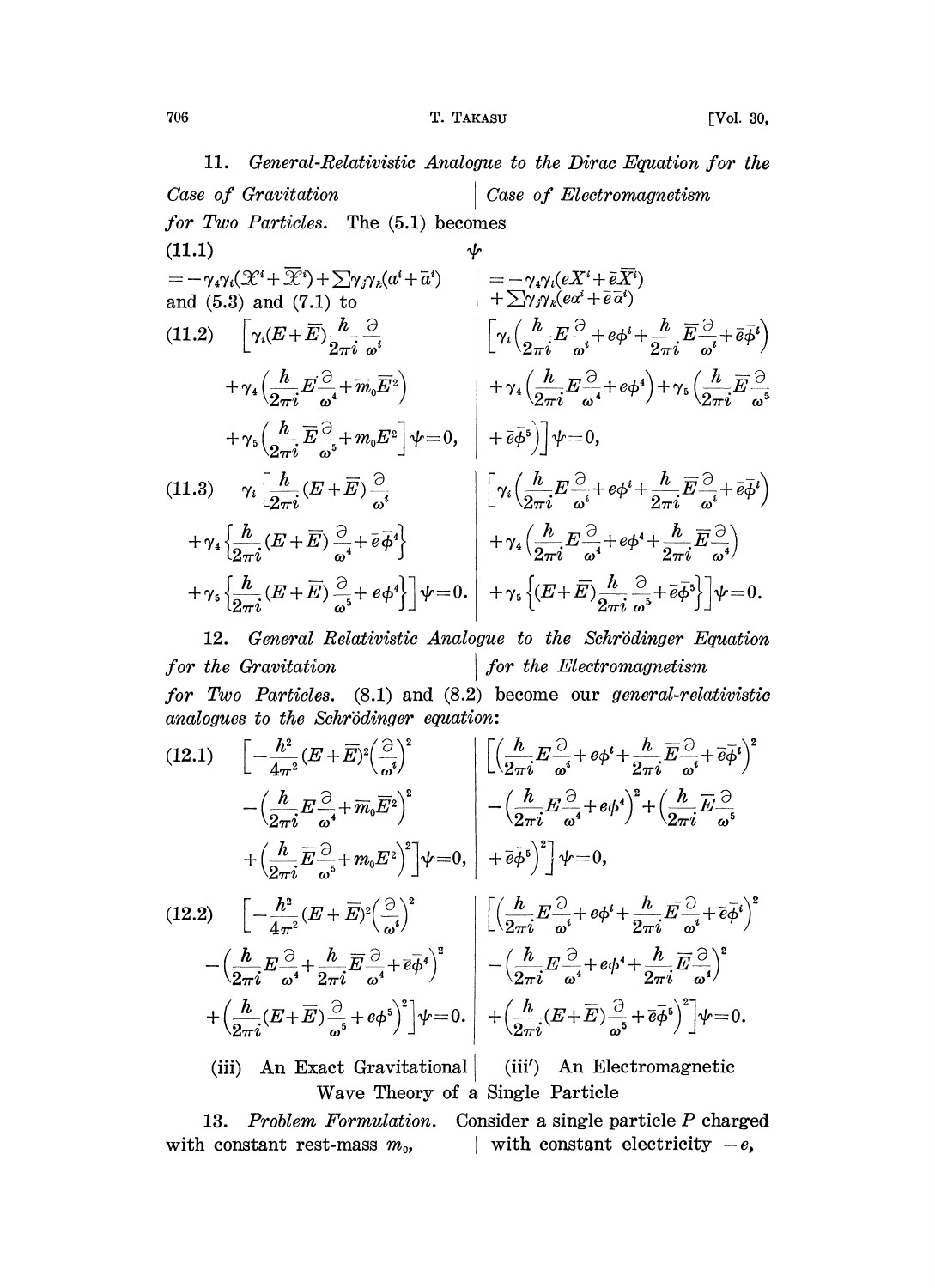11. *General-Relativistic Analogue to the Dirac Equation for the Case of Gravitation for Two Particles.* | *Case of Electromagnetism*

The (5.1) becomes

$$\text{(11.1)} \qquad \psi$$

Case of Gravitation:

$$= -\gamma_4\gamma_i(\mathfrak{X}^i + \overline{\mathfrak{X}}^i) + \sum\gamma_j\gamma_k(a^i + \bar{a}^i)$$

Case of Electromagnetism:

$$= -\gamma_4\gamma_i(eX^i + \bar{e}\overline{X}^i) + \sum\gamma_j\gamma_k(ea^i + \bar{e}\bar{a}^i)$$

and (5.3) and (7.1) to

Case of Gravitation:

$$\text{(11.2)} \qquad \Big[\gamma_i(E+\overline{E})\frac{h}{2\pi i}\frac{\partial}{\omega^i} + \gamma_4\Big(\frac{h}{2\pi i}E\frac{\partial}{\omega^4} + \overline{m}_0\overline{E}^2\Big) + \gamma_5\Big(\frac{h}{2\pi i}\overline{E}\frac{\partial}{\omega^5} + m_0E^2\Big)\Big]\psi = 0,$$

Case of Electromagnetism:

$$\Big[\gamma_i\Big(\frac{h}{2\pi i}E\frac{\partial}{\omega^i} + e\phi^i + \frac{h}{2\pi i}\overline{E}\frac{\partial}{\omega^i} + \bar{e}\bar{\phi}^i\Big) + \gamma_4\Big(\frac{h}{2\pi i}E\frac{\partial}{\omega^4} + e\phi^4\Big) + \gamma_5\Big(\frac{h}{2\pi i}\overline{E}\frac{\partial}{\omega^5} + \bar{e}\bar{\phi}^5\Big)\Big]\psi = 0,$$

Case of Gravitation:

$$\text{(11.3)} \qquad \gamma_i\Big[\frac{h}{2\pi i}(E+\overline{E})\frac{\partial}{\omega^i} + \gamma_4\Big\{\frac{h}{2\pi i}(E+\overline{E})\frac{\partial}{\omega^4} + \bar{e}\bar{\phi}^4\Big\} + \gamma_5\Big\{\frac{h}{2\pi i}(E+\overline{E})\frac{\partial}{\omega^5} + e\phi^4\Big\}\Big]\psi = 0.$$

Case of Electromagnetism:

$$\Big[\gamma_i\Big(\frac{h}{2\pi i}E\frac{\partial}{\omega^i} + e\phi^i + \frac{h}{2\pi i}\overline{E}\frac{\partial}{\omega^i} + \bar{e}\bar{\phi}^i\Big) + \gamma_4\Big(\frac{h}{2\pi i}E\frac{\partial}{\omega^4} + e\phi^4 + \frac{h}{2\pi i}\overline{E}\frac{\partial}{\omega^4}\Big) + \gamma_5\Big\{(E+\overline{E})\frac{h}{2\pi i}\frac{\partial}{\omega^5} + \bar{e}\bar{\phi}^5\Big\}\Big]\psi = 0.$$

12. *General Relativistic Analogue to the Schrödinger Equation for the Gravitation* | *for the Electromagnetism* *for Two Particles.* (8.1) and (8.2) become our *general-relativistic analogues to the Schrödinger equation*:

Gravitation:

$$\text{(12.1)} \qquad \Big[-\frac{h^2}{4\pi^2}(E+\overline{E})^2\Big(\frac{\partial}{\omega^i}\Big)^2 - \Big(\frac{h}{2\pi i}E\frac{\partial}{\omega^4} + \overline{m}_0\overline{E}^2\Big)^2 + \Big(\frac{h}{2\pi i}\overline{E}\frac{\partial}{\omega^5} + m_0E^2\Big)^2\Big]\psi = 0,$$

Electromagnetism:

$$\Big[\Big(\frac{h}{2\pi i}E\frac{\partial}{\omega^i} + e\phi^i + \frac{h}{2\pi i}\overline{E}\frac{\partial}{\omega^i} + \bar{e}\bar{\phi}^i\Big)^2 - \Big(\frac{h}{2\pi i}E\frac{\partial}{\omega^4} + e\phi^4\Big)^2 + \Big(\frac{h}{2\pi i}\overline{E}\frac{\partial}{\omega^5} + \bar{e}\bar{\phi}^5\Big)^2\Big]\psi = 0,$$

Gravitation:

$$\text{(12.2)} \qquad \Big[-\frac{h^2}{4\pi^2}(E+\overline{E})^2\Big(\frac{\partial}{\omega^i}\Big)^2 - \Big(\frac{h}{2\pi i}E\frac{\partial}{\omega^4} + \frac{h}{2\pi i}\overline{E}\frac{\partial}{\omega^4} + \bar{e}\bar{\phi}^4\Big)^2 + \Big(\frac{h}{2\pi i}(E+\overline{E})\frac{\partial}{\omega^5} + e\phi^5\Big)^2\Big]\psi = 0.$$

Electromagnetism:

$$\Big[\Big(\frac{h}{2\pi i}E\frac{\partial}{\omega^i} + e\phi^i + \frac{h}{2\pi i}\overline{E}\frac{\partial}{\omega^i} + \bar{e}\bar{\phi}^i\Big)^2 - \Big(\frac{h}{2\pi i}E\frac{\partial}{\omega^4} + e\phi^4 + \frac{h}{2\pi i}\overline{E}\frac{\partial}{\omega^4}\Big)^2 + \Big(\frac{h}{2\pi i}(E+\overline{E})\frac{\partial}{\omega^5} + \bar{e}\bar{\phi}^5\Big)^2\Big]\psi = 0.$$

### (iii) An Exact Gravitational | (iii′) An Electromagnetic Wave Theory of a Single Particle

13. *Problem Formulation.* Consider a single particle $P$ charged with constant rest-mass $m_0$, | with constant electricity $-e$,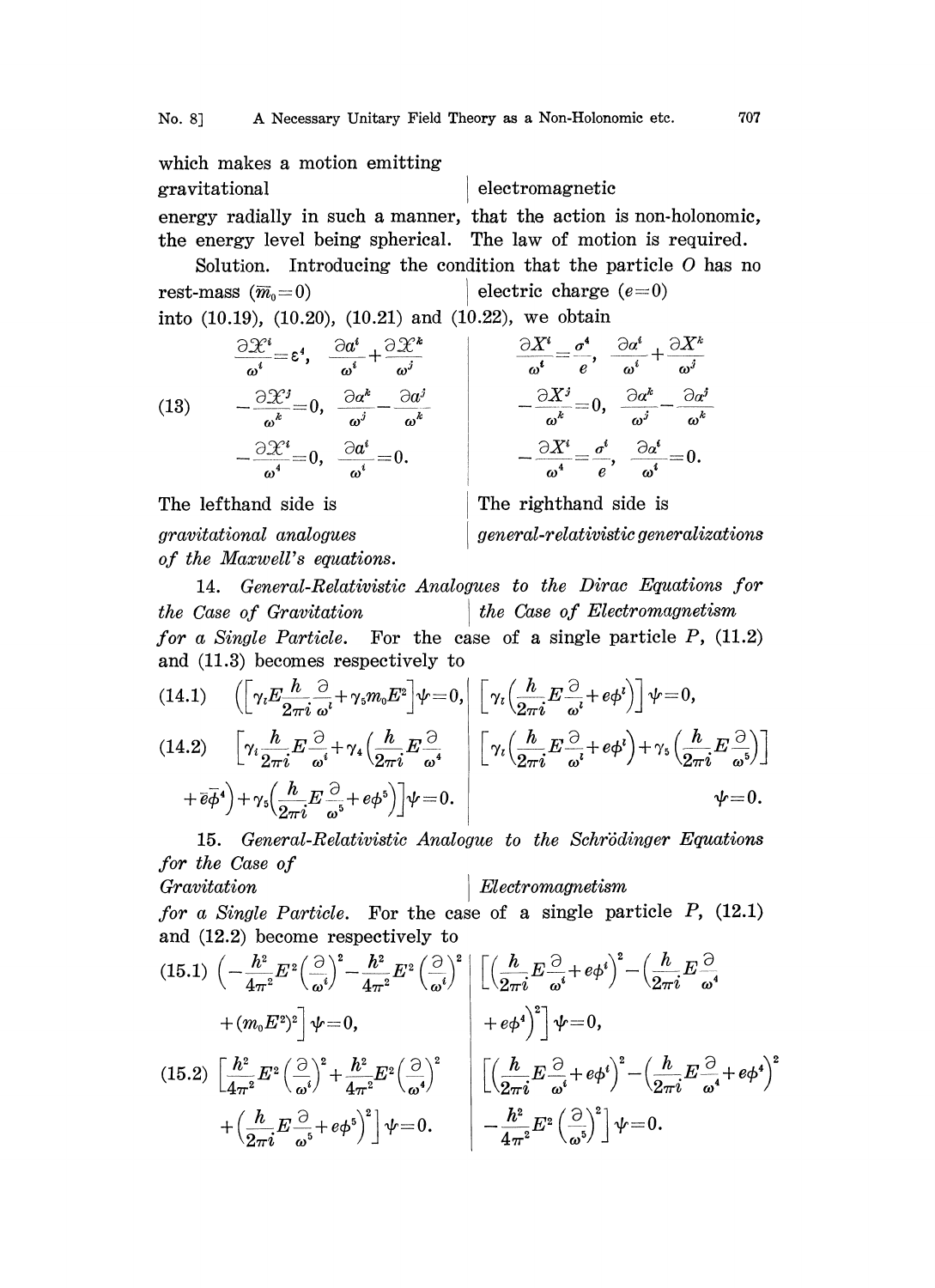which makes a motion emitting

gravitational | electromagnetic

energy radially in such a manner, that the action is non-holonomic, the energy level being spherical. The law of motion is required.

Solution. Introducing the condition that the particle $O$ has no rest-mass ($\overline{m}_0=0$) | electric charge ($e=0$)

into (10.19), (10.20), (10.21) and (10.22), we obtain

$$(13)\qquad \begin{aligned} &\frac{\partial \mathfrak{X}^i}{\omega^i}=\varepsilon^4, \quad \frac{\partial \alpha^i}{\omega^i}+\frac{\partial \mathfrak{X}^k}{\omega^j} \\ &-\frac{\partial \mathfrak{X}^j}{\omega^k}=0, \quad \frac{\partial \alpha^k}{\omega^j}-\frac{\partial \alpha^j}{\omega^k} \\ &-\frac{\partial \mathfrak{X}^i}{\omega^4}=0, \quad \frac{\partial \alpha^i}{\omega^i}=0. \end{aligned} \qquad\Bigg|\qquad \begin{aligned} &\frac{\partial X^i}{\omega^i}=\frac{\sigma^4}{e}, \quad \frac{\partial \alpha^i}{\omega^i}+\frac{\partial X^k}{\omega^j} \\ &-\frac{\partial X^j}{\omega^k}=0, \quad \frac{\partial \alpha^k}{\omega^j}-\frac{\partial \alpha^j}{\omega^k} \\ &-\frac{\partial X^i}{\omega^4}=\frac{\sigma^i}{e}, \quad \frac{\partial \alpha^i}{\omega^4}=0. \end{aligned}$$

The lefthand side is | The righthand side is

*gravitational analogues of the Maxwell's equations.* | *general-relativistic generalizations*

14. *General-Relativistic Analogues to the Dirac Equations for the Case of Gravitation* | *the Case of Electromagnetism* *for a Single Particle.* For the case of a single particle $P$, (11.2) and (11.3) becomes respectively to

$$(14.1)\qquad \left(\left[\gamma_i E\frac{h}{2\pi i}\frac{\partial}{\omega^i}+\gamma_5 m_0 E^2\right]\psi=0, \qquad\Bigg|\qquad \left[\gamma_i\left(\frac{h}{2\pi i}E\frac{\partial}{\omega^i}+e\phi^i\right)\right]\psi=0,$$

$$(14.2)\qquad \left[\gamma_i\frac{h}{2\pi i}E\frac{\partial}{\omega^i}+\gamma_4\left(\frac{h}{2\pi i}E\frac{\partial}{\omega^4}+\bar{e}\bar{\phi}^4\right)+\gamma_5\left(\frac{h}{2\pi i}E\frac{\partial}{\omega^5}+e\phi^5\right)\right]\psi=0. \qquad\Bigg|\qquad \left[\gamma_i\left(\frac{h}{2\pi i}E\frac{\partial}{\omega^i}+e\phi^i\right)+\gamma_5\left(\frac{h}{2\pi i}E\frac{\partial}{\omega^5}\right)\right]\psi=0.$$

15. *General-Relativistic Analogue to the Schrödinger Equations for the Case of Gravitation* | *Electromagnetism* *for a Single Particle.* For the case of a single particle $P$, (12.1) and (12.2) become respectively to

$$(15.1)\qquad \left(-\frac{h^2}{4\pi^2}E^2\left(\frac{\partial}{\omega^i}\right)^2-\frac{h^2}{4\pi^2}E^2\left(\frac{\partial}{\omega^i}\right)^2+(m_0E^2)^2\right]\psi=0, \qquad\Bigg|\qquad \left[\left(\frac{h}{2\pi i}E\frac{\partial}{\omega^i}+e\phi^i\right)^2-\left(\frac{h}{2\pi i}E\frac{\partial}{\omega^4}+e\phi^4\right)^2\right]\psi=0,$$

$$(15.2)\qquad \left[\frac{h^2}{4\pi^2}E^2\left(\frac{\partial}{\omega^i}\right)^2+\frac{h^2}{4\pi^2}E^2\left(\frac{\partial}{\omega^4}\right)^2+\left(\frac{h}{2\pi i}E\frac{\partial}{\omega^5}+e\phi^5\right)^2\right]\psi=0. \qquad\Bigg|\qquad \left[\left(\frac{h}{2\pi i}E\frac{\partial}{\omega^i}+e\phi^i\right)^2-\left(\frac{h}{2\pi i}E\frac{\partial}{\omega^4}+e\phi^4\right)^2-\frac{h^2}{4\pi^2}E^2\left(\frac{\partial}{\omega^5}\right)^2\right]\psi=0.$$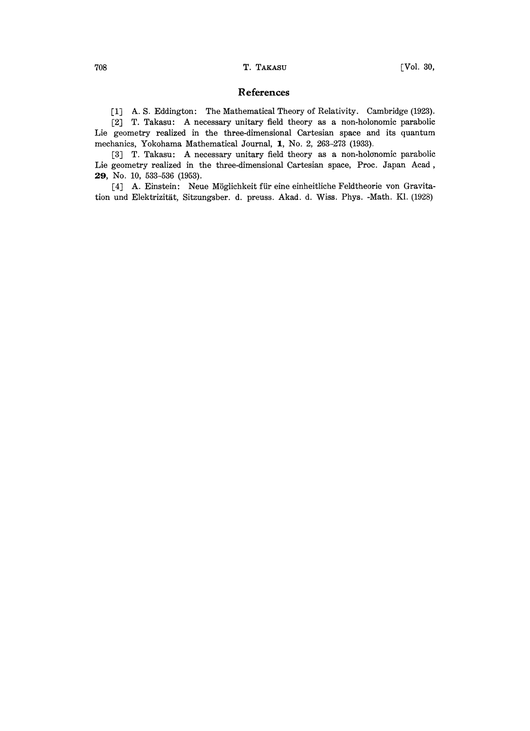## References

[1] A. S. Eddington: The Mathematical Theory of Relativity. Cambridge (1923).

[2] T. Takasu: A necessary unitary field theory as a non-holonomic parabolic Lie geometry realized in the three-dimensional Cartesian space and its quantum mechanics, Yokohama Mathematical Journal, **1**, No. 2, 263–273 (1933).

[3] T. Takasu: A necessary unitary field theory as a non-holonomic parabolic Lie geometry realized in the three-dimensional Cartesian space, Proc. Japan Acad., **29**, No. 10, 533–536 (1953).

[4] A. Einstein: Neue Möglichkeit für eine einheitliche Feldtheorie von Gravitation und Elektrizität, Sitzungsber. d. preuss. Akad. d. Wiss. Phys. -Math. Kl. (1928)